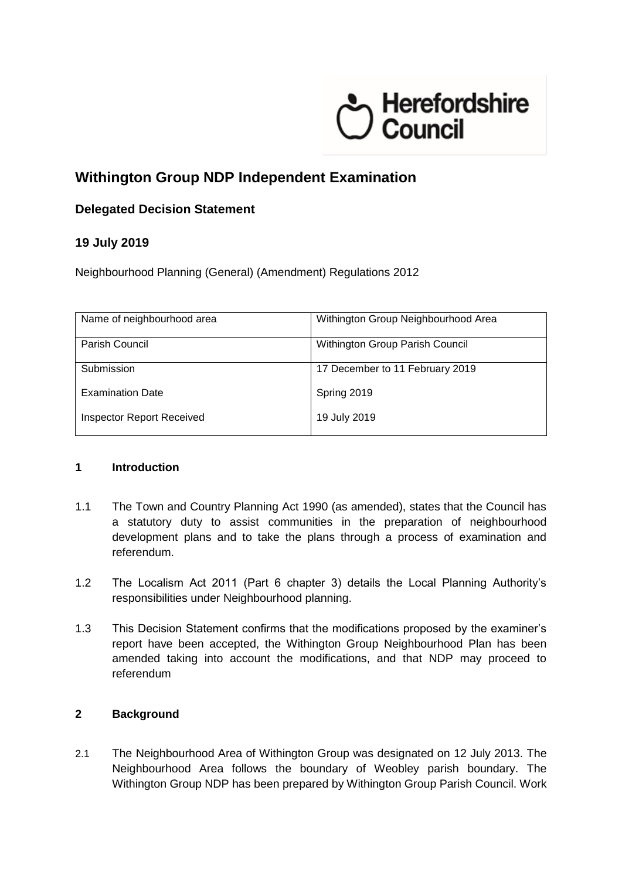Herefordshire Council

# Withington Group NDP Independent Examination

## Delegated Decision Statement

## 19 July 2019

Neighbourhood Planning (General) (Amendment) Regulations 2012

| Name of neighbourhood area | Withington Group Neighbourhood Area |
|---|---|
| Parish Council | Withington Group Parish Council |
| Submission<br><br>Examination Date<br><br>Inspector Report Received | 17 December to 11 February 2019<br><br>Spring 2019<br><br>19 July 2019 |

### 1 Introduction

1.1 The Town and Country Planning Act 1990 (as amended), states that the Council has a statutory duty to assist communities in the preparation of neighbourhood development plans and to take the plans through a process of examination and referendum.

1.2 The Localism Act 2011 (Part 6 chapter 3) details the Local Planning Authority's responsibilities under Neighbourhood planning.

1.3 This Decision Statement confirms that the modifications proposed by the examiner's report have been accepted, the Withington Group Neighbourhood Plan has been amended taking into account the modifications, and that NDP may proceed to referendum

### 2 Background

2.1 The Neighbourhood Area of Withington Group was designated on 12 July 2013. The Neighbourhood Area follows the boundary of Weobley parish boundary. The Withington Group NDP has been prepared by Withington Group Parish Council. Work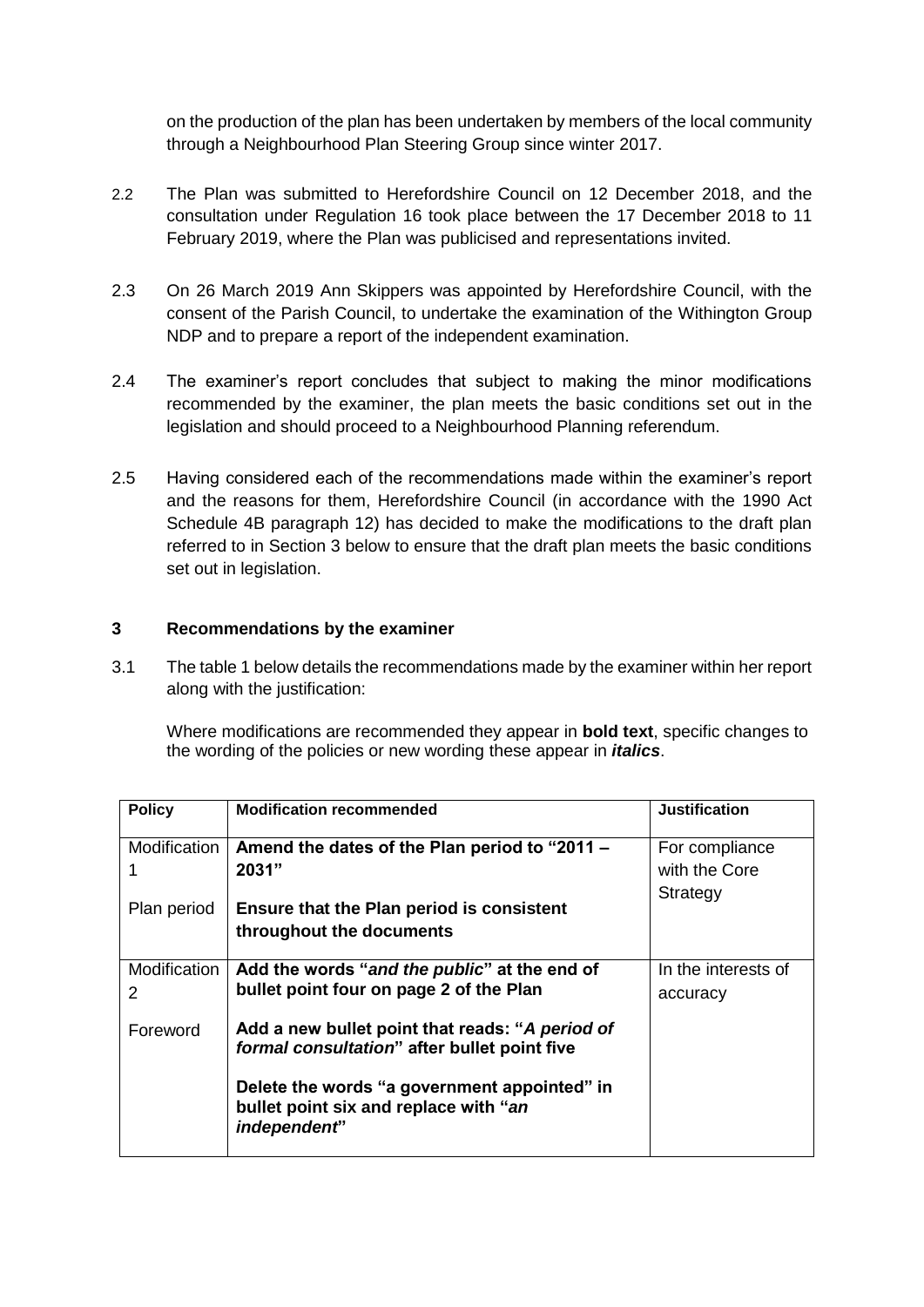on the production of the plan has been undertaken by members of the local community through a Neighbourhood Plan Steering Group since winter 2017.

2.2 The Plan was submitted to Herefordshire Council on 12 December 2018, and the consultation under Regulation 16 took place between the 17 December 2018 to 11 February 2019, where the Plan was publicised and representations invited.

2.3 On 26 March 2019 Ann Skippers was appointed by Herefordshire Council, with the consent of the Parish Council, to undertake the examination of the Withington Group NDP and to prepare a report of the independent examination.

2.4 The examiner's report concludes that subject to making the minor modifications recommended by the examiner, the plan meets the basic conditions set out in the legislation and should proceed to a Neighbourhood Planning referendum.

2.5 Having considered each of the recommendations made within the examiner's report and the reasons for them, Herefordshire Council (in accordance with the 1990 Act Schedule 4B paragraph 12) has decided to make the modifications to the draft plan referred to in Section 3 below to ensure that the draft plan meets the basic conditions set out in legislation.

## 3 Recommendations by the examiner

3.1 The table 1 below details the recommendations made by the examiner within her report along with the justification:

Where modifications are recommended they appear in **bold text**, specific changes to the wording of the policies or new wording these appear in ***italics***.

| Policy | Modification recommended | Justification |
|---|---|---|
| Modification 1<br><br>Plan period | **Amend the dates of the Plan period to "2011 – 2031"**<br><br>**Ensure that the Plan period is consistent throughout the documents** | For compliance with the Core Strategy |
| Modification 2<br><br>Foreword | **Add the words "*and the public*" at the end of bullet point four on page 2 of the Plan**<br><br>**Add a new bullet point that reads: "*A period of formal consultation*" after bullet point five**<br><br>**Delete the words "a government appointed" in bullet point six and replace with "*an independent*"** | In the interests of accuracy |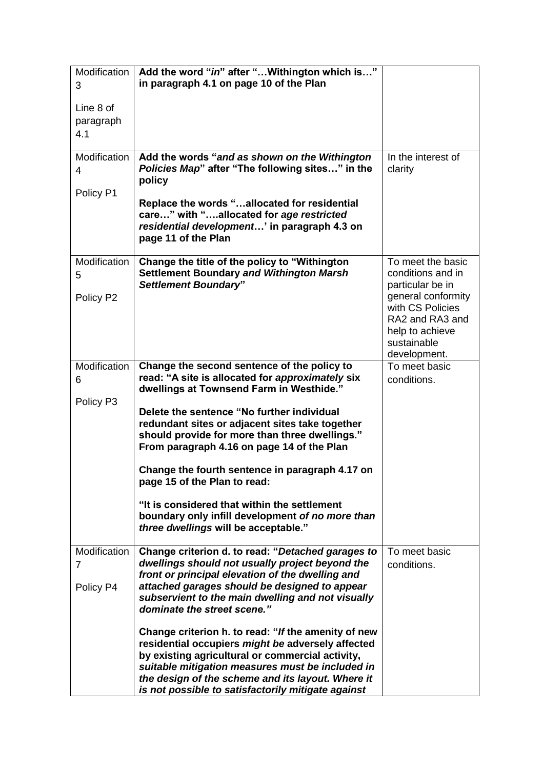| | | |
|---|---|---|
| Modification 3<br><br>Line 8 of paragraph 4.1 | **Add the word "*in*" after "…Withington which is…" in paragraph 4.1 on page 10 of the Plan** | |
| Modification 4<br><br>Policy P1 | **Add the words "*and as shown on the Withington Policies Map*" after "The following sites…" in the policy**<br><br>**Replace the words "…allocated for residential care…" with "….allocated for *age restricted residential development*…' in paragraph 4.3 on page 11 of the Plan** | In the interest of clarity |
| Modification 5<br><br>Policy P2 | **Change the title of the policy to "Withington Settlement Boundary *and Withington Marsh Settlement Boundary*"** | To meet the basic conditions and in particular be in general conformity with CS Policies RA2 and RA3 and help to achieve sustainable development. |
| Modification 6<br><br>Policy P3 | **Change the second sentence of the policy to read: "A site is allocated for *approximately* six dwellings at Townsend Farm in Westhide."**<br><br>**Delete the sentence "No further individual redundant sites or adjacent sites take together should provide for more than three dwellings." From paragraph 4.16 on page 14 of the Plan**<br><br>**Change the fourth sentence in paragraph 4.17 on page 15 of the Plan to read:**<br><br>**"It is considered that within the settlement boundary only infill development *of no more than three dwellings* will be acceptable."** | To meet basic conditions. |
| Modification 7<br><br>Policy P4 | **Change criterion d. to read: "*Detached garages to dwellings should not usually project beyond the front or principal elevation of the dwelling and attached garages should be designed to appear subservient to the main dwelling and not visually dominate the street scene.*"**<br><br>**Change criterion h. to read: "*If* the amenity of new residential occupiers *might be* adversely affected by existing agricultural or commercial activity, *suitable mitigation measures must be included in the design of the scheme and its layout. Where it is not possible to satisfactorily mitigate against*** | To meet basic conditions. |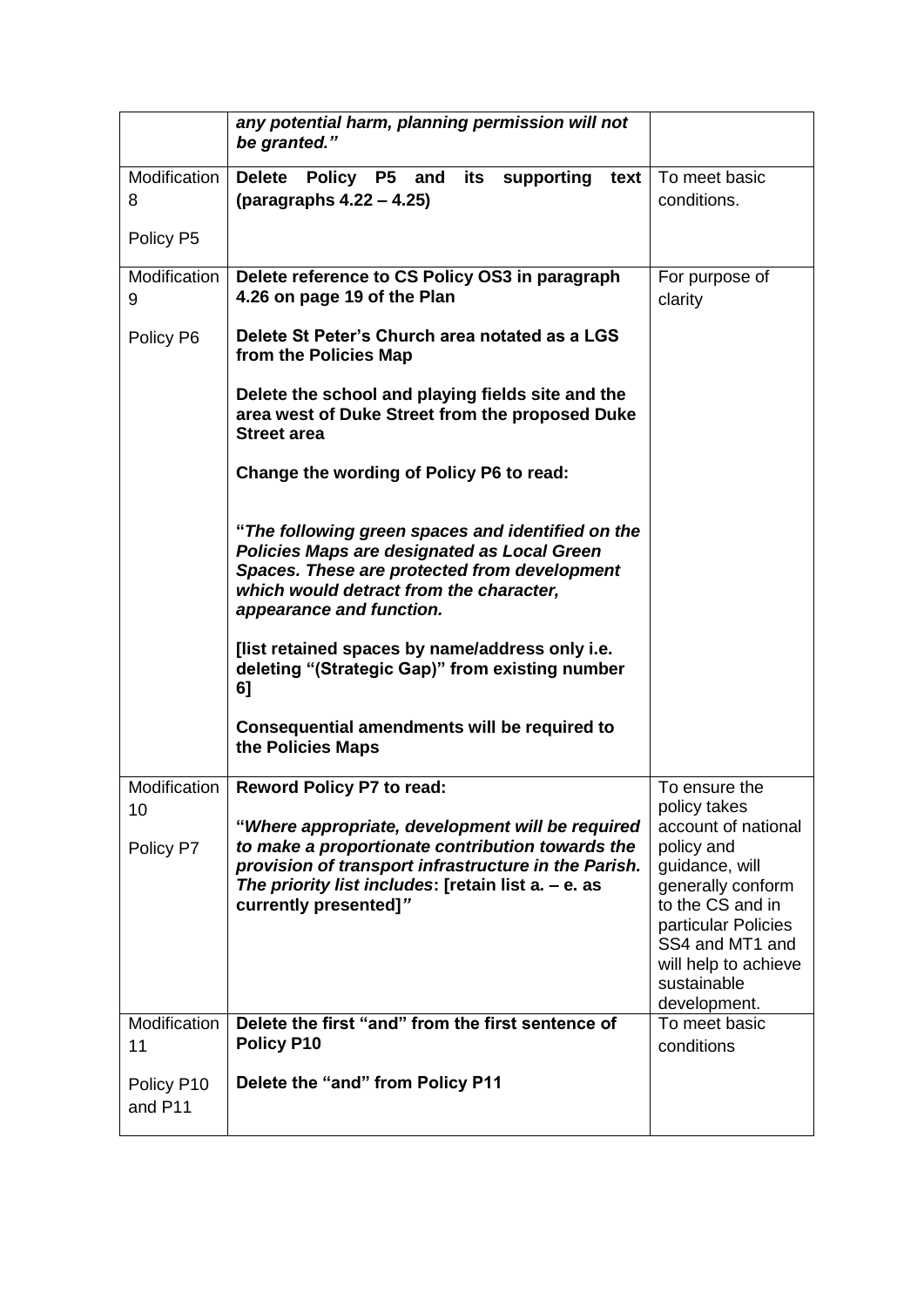| | | |
|---|---|---|
| | ***any potential harm, planning permission will not be granted."*** | |
| Modification 8<br><br>Policy P5 | **Delete Policy P5 and its supporting text (paragraphs 4.22 – 4.25)** | To meet basic conditions. |
| Modification 9<br><br>Policy P6 | **Delete reference to CS Policy OS3 in paragraph 4.26 on page 19 of the Plan**<br><br>**Delete St Peter's Church area notated as a LGS from the Policies Map**<br><br>**Delete the school and playing fields site and the area west of Duke Street from the proposed Duke Street area**<br><br>**Change the wording of Policy P6 to read:**<br><br>**"*The following green spaces and identified on the Policies Maps are designated as Local Green Spaces. These are protected from development which would detract from the character, appearance and function.***<br><br>**[list retained spaces by name/address only i.e. deleting "(Strategic Gap)" from existing number 6]**<br><br>**Consequential amendments will be required to the Policies Maps** | For purpose of clarity |
| Modification 10<br><br>Policy P7 | **Reword Policy P7 to read:**<br><br>**"*Where appropriate, development will be required to make a proportionate contribution towards the provision of transport infrastructure in the Parish. The priority list includes*: [retain list a. – e. as currently presented]*"*** | To ensure the policy takes account of national policy and guidance, will generally conform to the CS and in particular Policies SS4 and MT1 and will help to achieve sustainable development. |
| Modification 11<br><br>Policy P10 and P11 | **Delete the first "and" from the first sentence of Policy P10**<br><br>**Delete the "and" from Policy P11** | To meet basic conditions |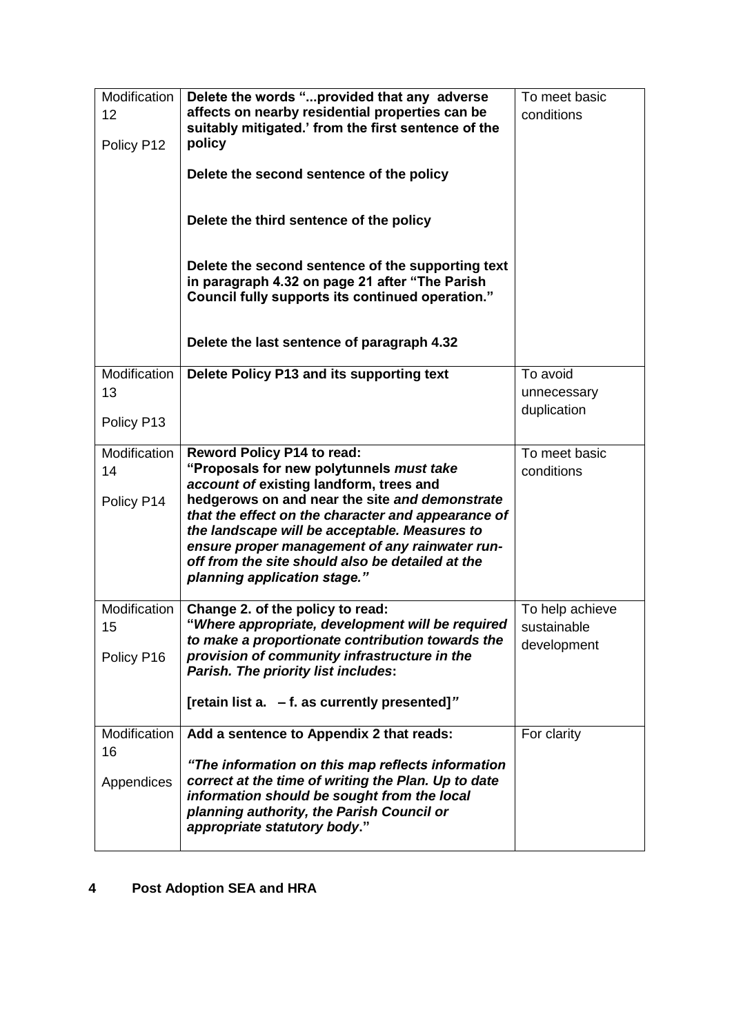| Modification 12<br><br>Policy P12 | **Delete the words "...provided that any adverse affects on nearby residential properties can be suitably mitigated.' from the first sentence of the policy**<br><br>**Delete the second sentence of the policy**<br><br>**Delete the third sentence of the policy**<br><br>**Delete the second sentence of the supporting text in paragraph 4.32 on page 21 after "The Parish Council fully supports its continued operation."**<br><br>**Delete the last sentence of paragraph 4.32** | To meet basic conditions |
|---|---|---|
| Modification 13<br><br>Policy P13 | **Delete Policy P13 and its supporting text** | To avoid unnecessary duplication |
| Modification 14<br><br>Policy P14 | **Reword Policy P14 to read:**<br>**"Proposals for new polytunnels *must take account of* existing landform, trees and hedgerows on and near the site *and demonstrate that the effect on the character and appearance of the landscape will be acceptable. Measures to ensure proper management of any rainwater run-off from the site should also be detailed at the planning application stage."*** | To meet basic conditions |
| Modification 15<br><br>Policy P16 | **Change 2. of the policy to read:**<br>**"*Where appropriate, development will be required to make a proportionate contribution towards the provision of community infrastructure in the Parish. The priority list includes*:**<br><br>**[retain list a. – f. as currently presented]*"*** | To help achieve sustainable development |
| Modification 16<br><br>Appendices | **Add a sentence to Appendix 2 that reads:**<br><br>***"The information on this map reflects information correct at the time of writing the Plan. Up to date information should be sought from the local planning authority, the Parish Council or appropriate statutory body*."** | For clarity |

## 4 Post Adoption SEA and HRA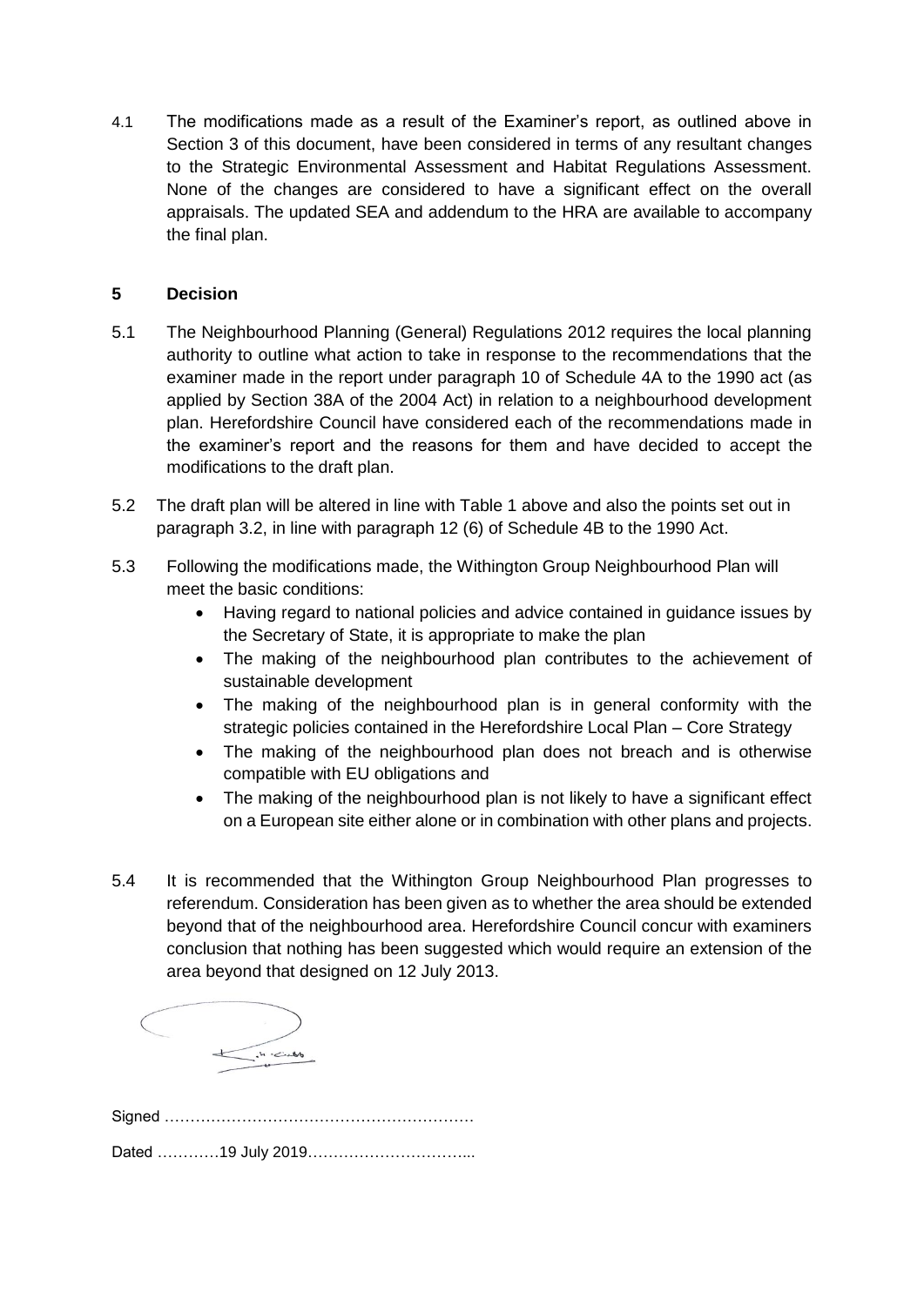4.1 The modifications made as a result of the Examiner's report, as outlined above in Section 3 of this document, have been considered in terms of any resultant changes to the Strategic Environmental Assessment and Habitat Regulations Assessment. None of the changes are considered to have a significant effect on the overall appraisals. The updated SEA and addendum to the HRA are available to accompany the final plan.

## 5 Decision

5.1 The Neighbourhood Planning (General) Regulations 2012 requires the local planning authority to outline what action to take in response to the recommendations that the examiner made in the report under paragraph 10 of Schedule 4A to the 1990 act (as applied by Section 38A of the 2004 Act) in relation to a neighbourhood development plan. Herefordshire Council have considered each of the recommendations made in the examiner's report and the reasons for them and have decided to accept the modifications to the draft plan.

5.2 The draft plan will be altered in line with Table 1 above and also the points set out in paragraph 3.2, in line with paragraph 12 (6) of Schedule 4B to the 1990 Act.

5.3 Following the modifications made, the Withington Group Neighbourhood Plan will meet the basic conditions:

- Having regard to national policies and advice contained in guidance issues by the Secretary of State, it is appropriate to make the plan
- The making of the neighbourhood plan contributes to the achievement of sustainable development
- The making of the neighbourhood plan is in general conformity with the strategic policies contained in the Herefordshire Local Plan – Core Strategy
- The making of the neighbourhood plan does not breach and is otherwise compatible with EU obligations and
- The making of the neighbourhood plan is not likely to have a significant effect on a European site either alone or in combination with other plans and projects.

5.4 It is recommended that the Withington Group Neighbourhood Plan progresses to referendum. Consideration has been given as to whether the area should be extended beyond that of the neighbourhood area. Herefordshire Council concur with examiners conclusion that nothing has been suggested which would require an extension of the area beyond that designed on 12 July 2013.

Signed …………………………………………………

Dated …………19 July 2019…………………………...